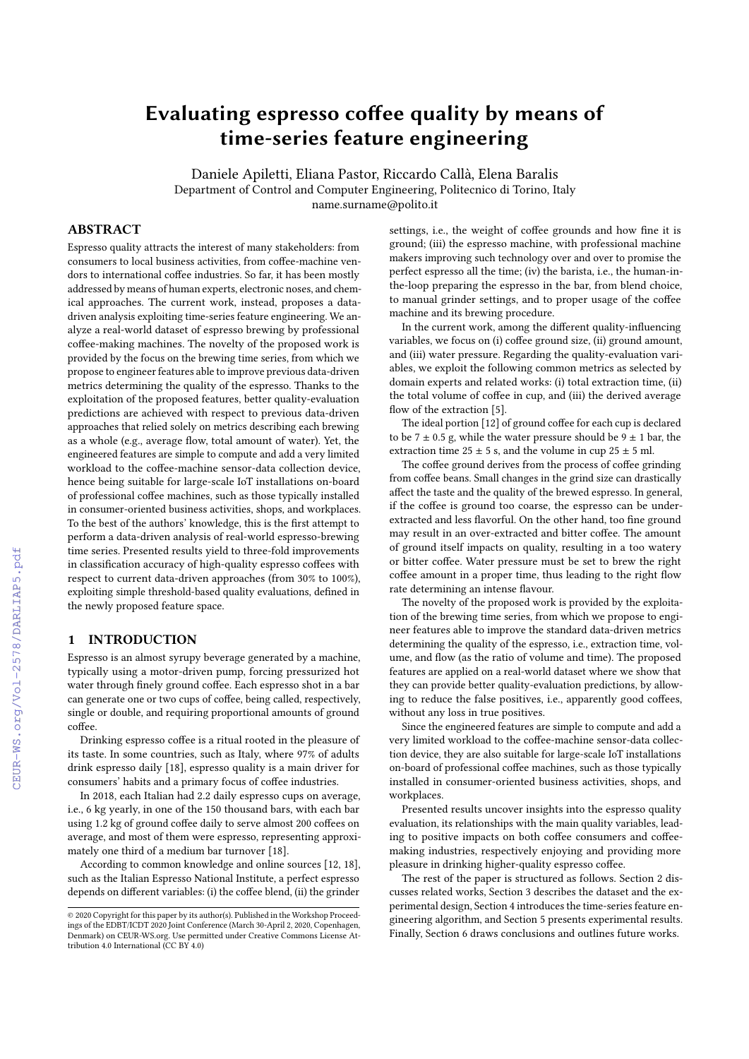# Evaluating espresso coffee quality by means of time-series feature engineering

Daniele Apiletti, Eliana Pastor, Riccardo Callà, Elena Baralis
Department of Control and Computer Engineering, Politecnico di Torino, Italy
name.surname@polito.it

## ABSTRACT

Espresso quality attracts the interest of many stakeholders: from consumers to local business activities, from coffee-machine vendors to international coffee industries. So far, it has been mostly addressed by means of human experts, electronic noses, and chemical approaches. The current work, instead, proposes a data-driven analysis exploiting time-series feature engineering. We analyze a real-world dataset of espresso brewing by professional coffee-making machines. The novelty of the proposed work is provided by the focus on the brewing time series, from which we propose to engineer features able to improve previous data-driven metrics determining the quality of the espresso. Thanks to the exploitation of the proposed features, better quality-evaluation predictions are achieved with respect to previous data-driven approaches that relied solely on metrics describing each brewing as a whole (e.g., average flow, total amount of water). Yet, the engineered features are simple to compute and add a very limited workload to the coffee-machine sensor-data collection device, hence being suitable for large-scale IoT installations on-board of professional coffee machines, such as those typically installed in consumer-oriented business activities, shops, and workplaces. To the best of the authors' knowledge, this is the first attempt to perform a data-driven analysis of real-world espresso-brewing time series. Presented results yield to three-fold improvements in classification accuracy of high-quality espresso coffees with respect to current data-driven approaches (from 30% to 100%), exploiting simple threshold-based quality evaluations, defined in the newly proposed feature space.

## 1 INTRODUCTION

Espresso is an almost syrupy beverage generated by a machine, typically using a motor-driven pump, forcing pressurized hot water through finely ground coffee. Each espresso shot in a bar can generate one or two cups of coffee, being called, respectively, single or double, and requiring proportional amounts of ground coffee.

Drinking espresso coffee is a ritual rooted in the pleasure of its taste. In some countries, such as Italy, where 97% of adults drink espresso daily [18], espresso quality is a main driver for consumers' habits and a primary focus of coffee industries.

In 2018, each Italian had 2.2 daily espresso cups on average, i.e., 6 kg yearly, in one of the 150 thousand bars, with each bar using 1.2 kg of ground coffee daily to serve almost 200 coffees on average, and most of them were espresso, representing approximately one third of a medium bar turnover [18].

According to common knowledge and online sources [12, 18], such as the Italian Espresso National Institute, a perfect espresso depends on different variables: (i) the coffee blend, (ii) the grinder settings, i.e., the weight of coffee grounds and how fine it is ground; (iii) the espresso machine, with professional machine makers improving such technology over and over to promise the perfect espresso all the time; (iv) the barista, i.e., the human-in-the-loop preparing the espresso in the bar, from blend choice, to manual grinder settings, and to proper usage of the coffee machine and its brewing procedure.

In the current work, among the different quality-influencing variables, we focus on (i) coffee ground size, (ii) ground amount, and (iii) water pressure. Regarding the quality-evaluation variables, we exploit the following common metrics as selected by domain experts and related works: (i) total extraction time, (ii) the total volume of coffee in cup, and (iii) the derived average flow of the extraction [5].

The ideal portion [12] of ground coffee for each cup is declared to be 7 ± 0.5 g, while the water pressure should be 9 ± 1 bar, the extraction time 25 ± 5 s, and the volume in cup 25 ± 5 ml.

The coffee ground derives from the process of coffee grinding from coffee beans. Small changes in the grind size can drastically affect the taste and the quality of the brewed espresso. In general, if the coffee is ground too coarse, the espresso can be under-extracted and less flavorful. On the other hand, too fine ground may result in an over-extracted and bitter coffee. The amount of ground itself impacts on quality, resulting in a too watery or bitter coffee. Water pressure must be set to brew the right coffee amount in a proper time, thus leading to the right flow rate determining an intense flavour.

The novelty of the proposed work is provided by the exploitation of the brewing time series, from which we propose to engineer features able to improve the standard data-driven metrics determining the quality of the espresso, i.e., extraction time, volume, and flow (as the ratio of volume and time). The proposed features are applied on a real-world dataset where we show that they can provide better quality-evaluation predictions, by allowing to reduce the false positives, i.e., apparently good coffees, without any loss in true positives.

Since the engineered features are simple to compute and add a very limited workload to the coffee-machine sensor-data collection device, they are also suitable for large-scale IoT installations on-board of professional coffee machines, such as those typically installed in consumer-oriented business activities, shops, and workplaces.

Presented results uncover insights into the espresso quality evaluation, its relationships with the main quality variables, leading to positive impacts on both coffee consumers and coffee-making industries, respectively enjoying and providing more pleasure in drinking higher-quality espresso coffee.

The rest of the paper is structured as follows. Section 2 discusses related works, Section 3 describes the dataset and the experimental design, Section 4 introduces the time-series feature engineering algorithm, and Section 5 presents experimental results. Finally, Section 6 draws conclusions and outlines future works.

© 2020 Copyright for this paper by its author(s). Published in the Workshop Proceedings of the EDBT/ICDT 2020 Joint Conference (March 30-April 2, 2020, Copenhagen, Denmark) on CEUR-WS.org. Use permitted under Creative Commons License Attribution 4.0 International (CC BY 4.0)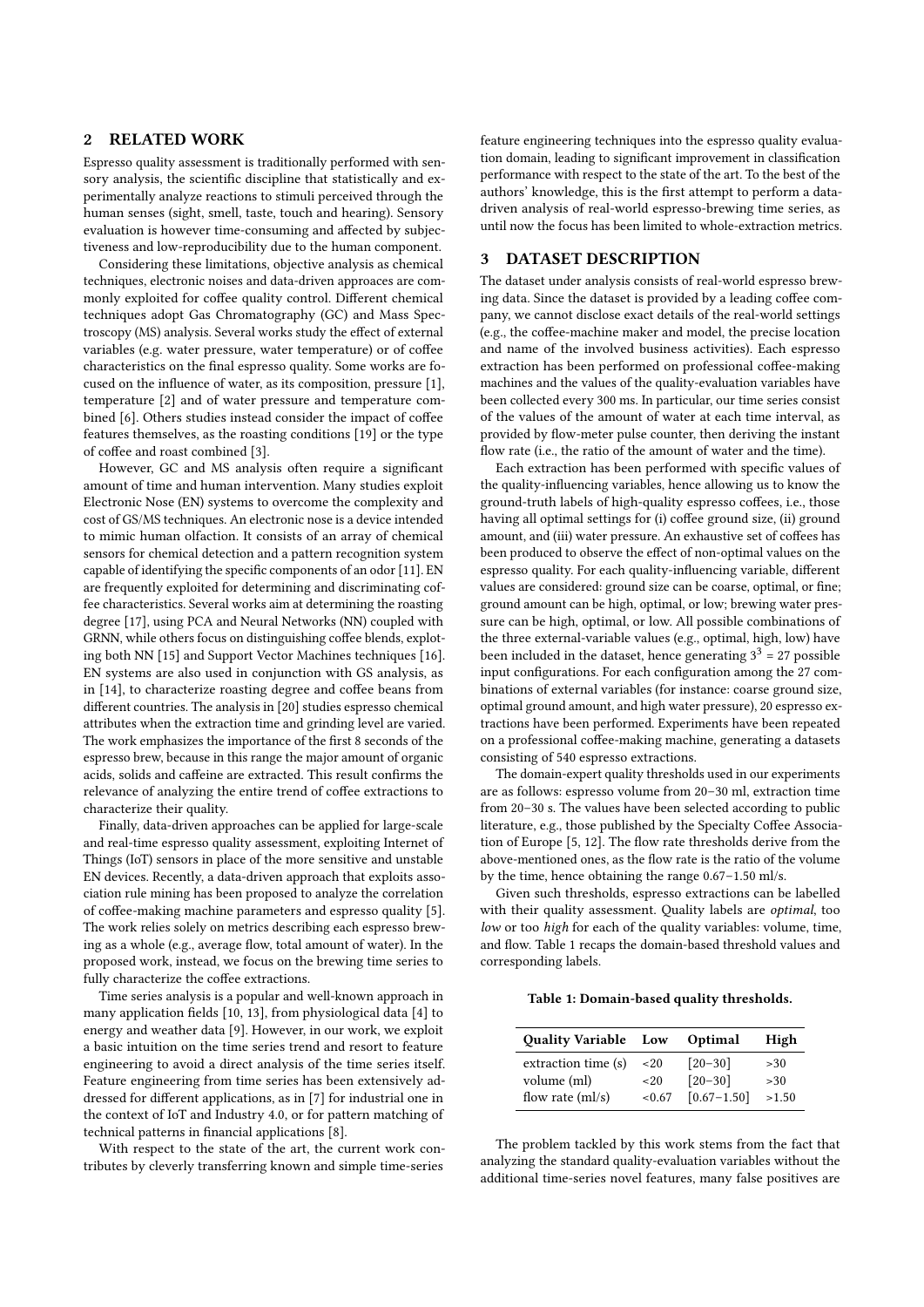## 2 RELATED WORK

Espresso quality assessment is traditionally performed with sensory analysis, the scientific discipline that statistically and experimentally analyze reactions to stimuli perceived through the human senses (sight, smell, taste, touch and hearing). Sensory evaluation is however time-consuming and affected by subjectiveness and low-reproducibility due to the human component.

Considering these limitations, objective analysis as chemical techniques, electronic noses and data-driven approaces are commonly exploited for coffee quality control. Different chemical techniques adopt Gas Chromatography (GC) and Mass Spectroscopy (MS) analysis. Several works study the effect of external variables (e.g. water pressure, water temperature) or of coffee characteristics on the final espresso quality. Some works are focused on the influence of water, as its composition, pressure [1], temperature [2] and of water pressure and temperature combined [6]. Others studies instead consider the impact of coffee features themselves, as the roasting conditions [19] or the type of coffee and roast combined [3].

However, GC and MS analysis often require a significant amount of time and human intervention. Many studies exploit Electronic Nose (EN) systems to overcome the complexity and cost of GS/MS techniques. An electronic nose is a device intended to mimic human olfaction. It consists of an array of chemical sensors for chemical detection and a pattern recognition system capable of identifying the specific components of an odor [11]. EN are frequently exploited for determining and discriminating coffee characteristics. Several works aim at determining the roasting degree [17], using PCA and Neural Networks (NN) coupled with GRNN, while others focus on distinguishing coffee blends, exploting both NN [15] and Support Vector Machines techniques [16]. EN systems are also used in conjunction with GS analysis, as in [14], to characterize roasting degree and coffee beans from different countries. The analysis in [20] studies espresso chemical attributes when the extraction time and grinding level are varied. The work emphasizes the importance of the first 8 seconds of the espresso brew, because in this range the major amount of organic acids, solids and caffeine are extracted. This result confirms the relevance of analyzing the entire trend of coffee extractions to characterize their quality.

Finally, data-driven approaches can be applied for large-scale and real-time espresso quality assessment, exploiting Internet of Things (IoT) sensors in place of the more sensitive and unstable EN devices. Recently, a data-driven approach that exploits association rule mining has been proposed to analyze the correlation of coffee-making machine parameters and espresso quality [5]. The work relies solely on metrics describing each espresso brewing as a whole (e.g., average flow, total amount of water). In the proposed work, instead, we focus on the brewing time series to fully characterize the coffee extractions.

Time series analysis is a popular and well-known approach in many application fields [10, 13], from physiological data [4] to energy and weather data [9]. However, in our work, we exploit a basic intuition on the time series trend and resort to feature engineering to avoid a direct analysis of the time series itself. Feature engineering from time series has been extensively addressed for different applications, as in [7] for industrial one in the context of IoT and Industry 4.0, or for pattern matching of technical patterns in financial applications [8].

With respect to the state of the art, the current work contributes by cleverly transferring known and simple time-series feature engineering techniques into the espresso quality evaluation domain, leading to significant improvement in classification performance with respect to the state of the art. To the best of the authors' knowledge, this is the first attempt to perform a data-driven analysis of real-world espresso-brewing time series, as until now the focus has been limited to whole-extraction metrics.

## 3 DATASET DESCRIPTION

The dataset under analysis consists of real-world espresso brewing data. Since the dataset is provided by a leading coffee company, we cannot disclose exact details of the real-world settings (e.g., the coffee-machine maker and model, the precise location and name of the involved business activities). Each espresso extraction has been performed on professional coffee-making machines and the values of the quality-evaluation variables have been collected every 300 ms. In particular, our time series consist of the values of the amount of water at each time interval, as provided by flow-meter pulse counter, then deriving the instant flow rate (i.e., the ratio of the amount of water and the time).

Each extraction has been performed with specific values of the quality-influencing variables, hence allowing us to know the ground-truth labels of high-quality espresso coffees, i.e., those having all optimal settings for (i) coffee ground size, (ii) ground amount, and (iii) water pressure. An exhaustive set of coffees has been produced to observe the effect of non-optimal values on the espresso quality. For each quality-influencing variable, different values are considered: ground size can be coarse, optimal, or fine; ground amount can be high, optimal, or low; brewing water pressure can be high, optimal, or low. All possible combinations of the three external-variable values (e.g., optimal, high, low) have been included in the dataset, hence generating $3^3 = 27$ possible input configurations. For each configuration among the 27 combinations of external variables (for instance: coarse ground size, optimal ground amount, and high water pressure), 20 espresso extractions have been performed. Experiments have been repeated on a professional coffee-making machine, generating a datasets consisting of 540 espresso extractions.

The domain-expert quality thresholds used in our experiments are as follows: espresso volume from 20–30 ml, extraction time from 20–30 s. The values have been selected according to public literature, e.g., those published by the Specialty Coffee Association of Europe [5, 12]. The flow rate thresholds derive from the above-mentioned ones, as the flow rate is the ratio of the volume by the time, hence obtaining the range 0.67−1.50 ml/s.

Given such thresholds, espresso extractions can be labelled with their quality assessment. Quality labels are *optimal*, too *low* or too *high* for each of the quality variables: volume, time, and flow. Table 1 recaps the domain-based threshold values and corresponding labels.

**Table 1: Domain-based quality thresholds.**

| Quality Variable | Low | Optimal | High |
|---|---|---|---|
| extraction time (s) | <20 | [20−30] | >30 |
| volume (ml) | <20 | [20−30] | >30 |
| flow rate (ml/s) | <0.67 | [0.67−1.50] | >1.50 |

The problem tackled by this work stems from the fact that analyzing the standard quality-evaluation variables without the additional time-series novel features, many false positives are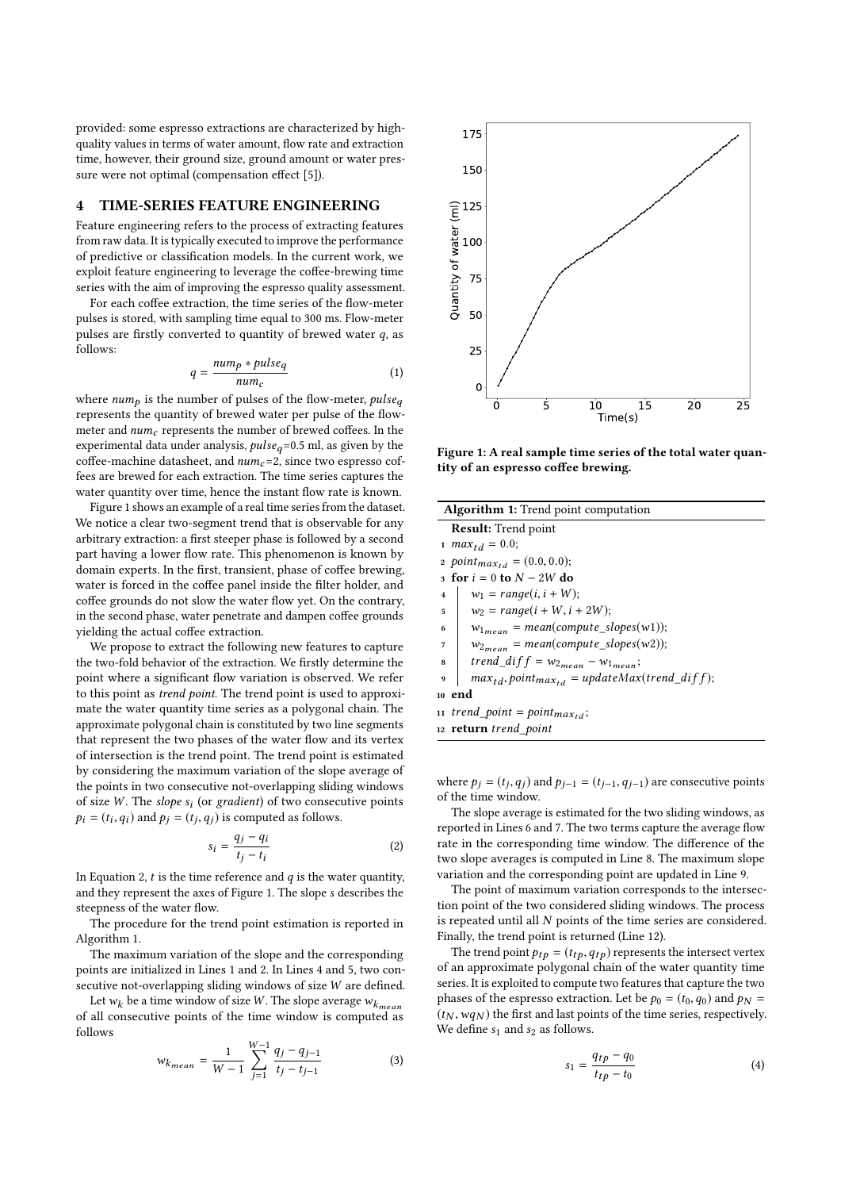provided: some espresso extractions are characterized by high-quality values in terms of water amount, flow rate and extraction time, however, their ground size, ground amount or water pressure were not optimal (compensation effect [5]).

## 4 TIME-SERIES FEATURE ENGINEERING

Feature engineering refers to the process of extracting features from raw data. It is typically executed to improve the performance of predictive or classification models. In the current work, we exploit feature engineering to leverage the coffee-brewing time series with the aim of improving the espresso quality assessment.

For each coffee extraction, the time series of the flow-meter pulses is stored, with sampling time equal to 300 ms. Flow-meter pulses are firstly converted to quantity of brewed water $q$, as follows:

$$q = \frac{num_p * pulse_q}{num_c} \tag{1}$$

where $num_p$ is the number of pulses of the flow-meter, $pulse_q$ represents the quantity of brewed water per pulse of the flow-meter and $num_c$ represents the number of brewed coffees. In the experimental data under analysis, $pulse_q$=0.5 ml, as given by the coffee-machine datasheet, and $num_c$=2, since two espresso coffees are brewed for each extraction. The time series captures the water quantity over time, hence the instant flow rate is known.

Figure 1 shows an example of a real time series from the dataset. We notice a clear two-segment trend that is observable for any arbitrary extraction: a first steeper phase is followed by a second part having a lower flow rate. This phenomenon is known by domain experts. In the first, transient, phase of coffee brewing, water is forced in the coffee panel inside the filter holder, and coffee grounds do not slow the water flow yet. On the contrary, in the second phase, water penetrate and dampen coffee grounds yielding the actual coffee extraction.

We propose to extract the following new features to capture the two-fold behavior of the extraction. We firstly determine the point where a significant flow variation is observed. We refer to this point as *trend point*. The trend point is used to approximate the water quantity time series as a polygonal chain. The approximate polygonal chain is constituted by two line segments that represent the two phases of the water flow and its vertex of intersection is the trend point. The trend point is estimated by considering the maximum variation of the slope average of the points in two consecutive not-overlapping sliding windows of size $W$. The *slope* $s_i$ (or *gradient*) of two consecutive points $p_i = (t_i, q_i)$ and $p_j = (t_j, q_j)$ is computed as follows.

$$s_i = \frac{q_j - q_i}{t_j - t_i} \tag{2}$$

In Equation 2, $t$ is the time reference and $q$ is the water quantity, and they represent the axes of Figure 1. The slope $s$ describes the steepness of the water flow.

The procedure for the trend point estimation is reported in Algorithm 1.

The maximum variation of the slope and the corresponding points are initialized in Lines 1 and 2. In Lines 4 and 5, two consecutive not-overlapping sliding windows of size $W$ are defined.

Let $w_k$ be a time window of size $W$. The slope average $w_{k_{mean}}$ of all consecutive points of the time window is computed as follows

$$w_{k_{mean}} = \frac{1}{W-1} \sum_{j=1}^{W-1} \frac{q_j - q_{j-1}}{t_j - t_{j-1}} \tag{3}$$

Figure 1: A real sample time series of the total water quantity of an espresso coffee brewing.

**Algorithm 1:** Trend point computation

```
Result: Trend point
1  max_td = 0.0;
2  point_max_td = (0.0, 0.0);
3  for i = 0 to N − 2W do
4      w1 = range(i, i + W);
5      w2 = range(i + W, i + 2W);
6      w1_mean = mean(compute_slopes(w1));
7      w2_mean = mean(compute_slopes(w2));
8      trend_diff = w2_mean − w1_mean;
9      max_td, point_max_td = updateMax(trend_diff);
10 end
11 trend_point = point_max_td;
12 return trend_point
```

where $p_j = (t_j, q_j)$ and $p_{j-1} = (t_{j-1}, q_{j-1})$ are consecutive points of the time window.

The slope average is estimated for the two sliding windows, as reported in Lines 6 and 7. The two terms capture the average flow rate in the corresponding time window. The difference of the two slope averages is computed in Line 8. The maximum slope variation and the corresponding point are updated in Line 9.

The point of maximum variation corresponds to the intersection point of the two considered sliding windows. The process is repeated until all $N$ points of the time series are considered. Finally, the trend point is returned (Line 12).

The trend point $p_{tp} = (t_{tp}, q_{tp})$ represents the intersect vertex of an approximate polygonal chain of the water quantity time series. It is exploited to compute two features that capture the two phases of the espresso extraction. Let be $p_0 = (t_0, q_0)$ and $p_N = (t_N, wq_N)$ the first and last points of the time series, respectively. We define $s_1$ and $s_2$ as follows.

$$s_1 = \frac{q_{tp} - q_0}{t_{tp} - t_0} \tag{4}$$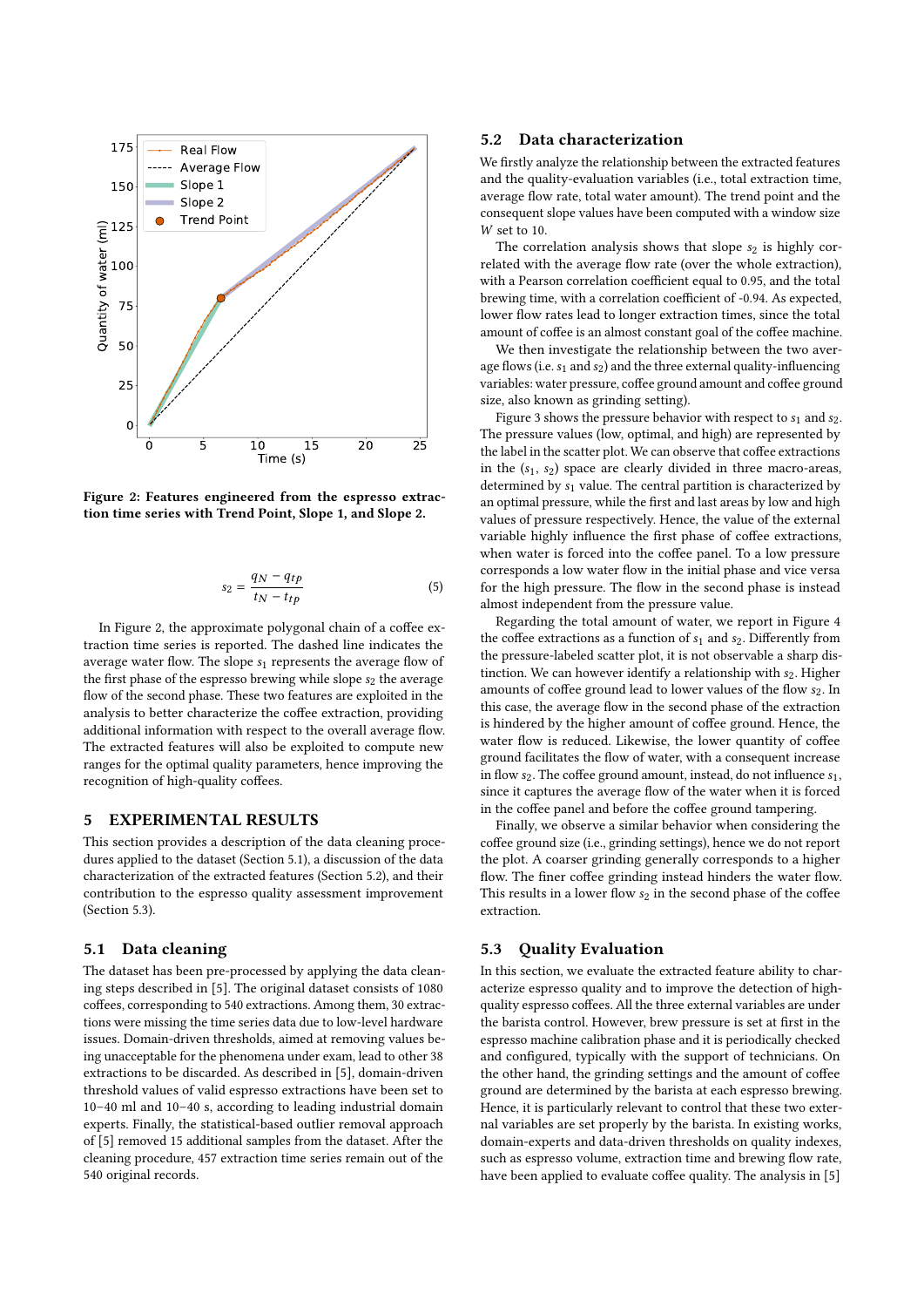Figure 2: Features engineered from the espresso extraction time series with Trend Point, Slope 1, and Slope 2.

$$s_2 = \frac{q_N - q_{tp}}{t_N - t_{tp}} \tag{5}$$

In Figure 2, the approximate polygonal chain of a coffee extraction time series is reported. The dashed line indicates the average water flow. The slope $s_1$ represents the average flow of the first phase of the espresso brewing while slope $s_2$ the average flow of the second phase. These two features are exploited in the analysis to better characterize the coffee extraction, providing additional information with respect to the overall average flow. The extracted features will also be exploited to compute new ranges for the optimal quality parameters, hence improving the recognition of high-quality coffees.

# 5 EXPERIMENTAL RESULTS

This section provides a description of the data cleaning procedures applied to the dataset (Section 5.1), a discussion of the data characterization of the extracted features (Section 5.2), and their contribution to the espresso quality assessment improvement (Section 5.3).

## 5.1 Data cleaning

The dataset has been pre-processed by applying the data cleaning steps described in [5]. The original dataset consists of 1080 coffees, corresponding to 540 extractions. Among them, 30 extractions were missing the time series data due to low-level hardware issues. Domain-driven thresholds, aimed at removing values being unacceptable for the phenomena under exam, lead to other 38 extractions to be discarded. As described in [5], domain-driven threshold values of valid espresso extractions have been set to 10–40 ml and 10–40 s, according to leading industrial domain experts. Finally, the statistical-based outlier removal approach of [5] removed 15 additional samples from the dataset. After the cleaning procedure, 457 extraction time series remain out of the 540 original records.

## 5.2 Data characterization

We firstly analyze the relationship between the extracted features and the quality-evaluation variables (i.e., total extraction time, average flow rate, total water amount). The trend point and the consequent slope values have been computed with a window size $W$ set to 10.

The correlation analysis shows that slope $s_2$ is highly correlated with the average flow rate (over the whole extraction), with a Pearson correlation coefficient equal to 0.95, and the total brewing time, with a correlation coefficient of -0.94. As expected, lower flow rates lead to longer extraction times, since the total amount of coffee is an almost constant goal of the coffee machine.

We then investigate the relationship between the two average flows (i.e. $s_1$ and $s_2$) and the three external quality-influencing variables: water pressure, coffee ground amount and coffee ground size, also known as grinding setting).

Figure 3 shows the pressure behavior with respect to $s_1$ and $s_2$. The pressure values (low, optimal, and high) are represented by the label in the scatter plot. We can observe that coffee extractions in the ($s_1$, $s_2$) space are clearly divided in three macro-areas, determined by $s_1$ value. The central partition is characterized by an optimal pressure, while the first and last areas by low and high values of pressure respectively. Hence, the value of the external variable highly influence the first phase of coffee extractions, when water is forced into the coffee panel. To a low pressure corresponds a low water flow in the initial phase and vice versa for the high pressure. The flow in the second phase is instead almost independent from the pressure value.

Regarding the total amount of water, we report in Figure 4 the coffee extractions as a function of $s_1$ and $s_2$. Differently from the pressure-labeled scatter plot, it is not observable a sharp distinction. We can however identify a relationship with $s_2$. Higher amounts of coffee ground lead to lower values of the flow $s_2$. In this case, the average flow in the second phase of the extraction is hindered by the higher amount of coffee ground. Hence, the water flow is reduced. Likewise, the lower quantity of coffee ground facilitates the flow of water, with a consequent increase in flow $s_2$. The coffee ground amount, instead, do not influence $s_1$, since it captures the average flow of the water when it is forced in the coffee panel and before the coffee ground tampering.

Finally, we observe a similar behavior when considering the coffee ground size (i.e., grinding settings), hence we do not report the plot. A coarser grinding generally corresponds to a higher flow. The finer coffee grinding instead hinders the water flow. This results in a lower flow $s_2$ in the second phase of the coffee extraction.

## 5.3 Quality Evaluation

In this section, we evaluate the extracted feature ability to characterize espresso quality and to improve the detection of high-quality espresso coffees. All the three external variables are under the barista control. However, brew pressure is set at first in the espresso machine calibration phase and it is periodically checked and configured, typically with the support of technicians. On the other hand, the grinding settings and the amount of coffee ground are determined by the barista at each espresso brewing. Hence, it is particularly relevant to control that these two external variables are set properly by the barista. In existing works, domain-experts and data-driven thresholds on quality indexes, such as espresso volume, extraction time and brewing flow rate, have been applied to evaluate coffee quality. The analysis in [5]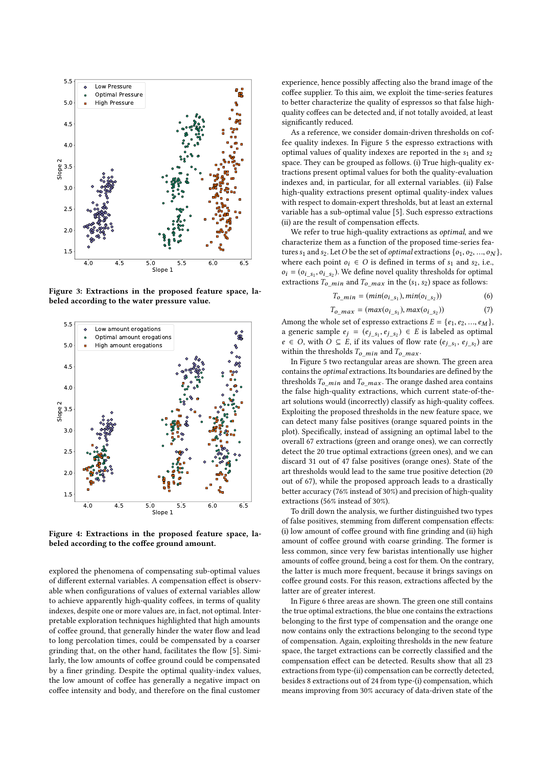Figure 3: Extractions in the proposed feature space, labeled according to the water pressure value.

Figure 4: Extractions in the proposed feature space, labeled according to the coffee ground amount.

explored the phenomena of compensating sub-optimal values of different external variables. A compensation effect is observable when configurations of values of external variables allow to achieve apparently high-quality coffees, in terms of quality indexes, despite one or more values are, in fact, not optimal. Interpretable exploration techniques highlighted that high amounts of coffee ground, that generally hinder the water flow and lead to long percolation times, could be compensated by a coarser grinding that, on the other hand, facilitates the flow [5]. Similarly, the low amounts of coffee ground could be compensated by a finer grinding. Despite the optimal quality-index values, the low amount of coffee has generally a negative impact on coffee intensity and body, and therefore on the final customer experience, hence possibly affecting also the brand image of the coffee supplier. To this aim, we exploit the time-series features to better characterize the quality of espressos so that false high-quality coffees can be detected and, if not totally avoided, at least significantly reduced.

As a reference, we consider domain-driven thresholds on coffee quality indexes. In Figure 5 the espresso extractions with optimal values of quality indexes are reported in the $s_1$ and $s_2$ space. They can be grouped as follows. (i) True high-quality extractions present optimal values for both the quality-evaluation indexes and, in particular, for all external variables. (ii) False high-quality extractions present optimal quality-index values with respect to domain-expert thresholds, but at least an external variable has a sub-optimal value [5]. Such espresso extractions (ii) are the result of compensation effects.

We refer to true high-quality extractions as *optimal*, and we characterize them as a function of the proposed time-series features $s_1$ and $s_2$. Let $O$ be the set of *optimal* extractions $\{o_1, o_2, ..., o_N\}$, where each point $o_i \in O$ is defined in terms of $s_1$ and $s_2$, i.e., $o_i = (o_{i\_s_1}, o_{i\_s_2})$. We define novel quality thresholds for optimal extractions $T_{o\_min}$ and $T_{o\_max}$ in the $(s_1, s_2)$ space as follows:

$$T_{o\_min} = (min(o_{i\_s_1}), min(o_{i\_s_2})) \tag{6}$$

$$T_{o\_max} = (max(o_{i\_s_1}), max(o_{i\_s_2})) \tag{7}$$

Among the whole set of espresso extractions $E = \{e_1, e_2, ..., e_M\}$, a generic sample $e_j = (e_{j\_s_1}, e_{j\_s_2}) \in E$ is labeled as optimal $e \in O$, with $O \subseteq E$, if its values of flow rate $(e_{j\_s_1}, e_{j\_s_2})$ are within the thresholds $T_{o\_min}$ and $T_{o\_max}$.

In Figure 5 two rectangular areas are shown. The green area contains the *optimal* extractions. Its boundaries are defined by the thresholds $T_{o\_min}$ and $T_{o\_max}$. The orange dashed area contains the false high-quality extractions, which current state-of-the-art solutions would (incorrectly) classify as high-quality coffees. Exploiting the proposed thresholds in the new feature space, we can detect many false positives (orange squared points in the plot). Specifically, instead of assigning an optimal label to the overall 67 extractions (green and orange ones), we can correctly detect the 20 true optimal extractions (green ones), and we can discard 31 out of 47 false positives (orange ones). State of the art thresholds would lead to the same true positive detection (20 out of 67), while the proposed approach leads to a drastically better accuracy (76% instead of 30%) and precision of high-quality extractions (56% instead of 30%).

To drill down the analysis, we further distinguished two types of false positives, stemming from different compensation effects: (i) low amount of coffee ground with fine grinding and (ii) high amount of coffee ground with coarse grinding. The former is less common, since very few baristas intentionally use higher amounts of coffee ground, being a cost for them. On the contrary, the latter is much more frequent, because it brings savings on coffee ground costs. For this reason, extractions affected by the latter are of greater interest.

In Figure 6 three areas are shown. The green one still contains the true optimal extractions, the blue one contains the extractions belonging to the first type of compensation and the orange one now contains only the extractions belonging to the second type of compensation. Again, exploiting thresholds in the new feature space, the target extractions can be correctly classified and the compensation effect can be detected. Results show that all 23 extractions from type-(ii) compensation can be correctly detected, besides 8 extractions out of 24 from type-(i) compensation, which means improving from 30% accuracy of data-driven state of the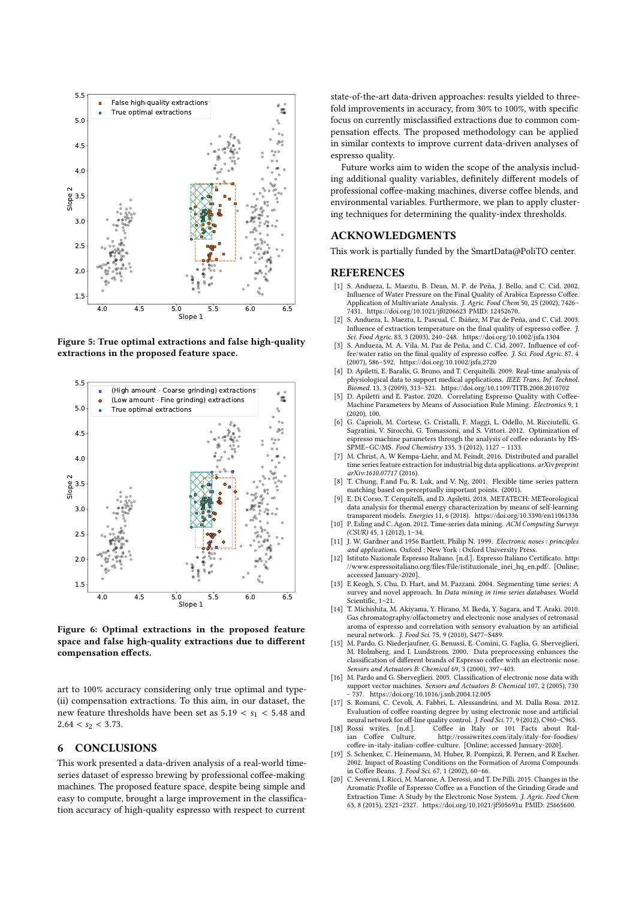Figure 5 (plot text):

False high-quality extractions
True optimal extractions

Slope 2
5.5
5.0
4.5
4.0
3.5
3.0
2.5
2.0
1.5

Slope 1
4.0
4.5
5.0
5.5
6.0
6.5

**Figure 5: True optimal extractions and false high-quality extractions in the proposed feature space.**

Figure 6 (plot text):

(High amount - Coarse grinding) extractions
(Low amount - Fine grinding) extractions
True optimal extractions

Slope 2
5.5
5.0
4.5
4.0
3.5
3.0
2.5
2.0
1.5

Slope 1
4.0
4.5
5.0
5.5
6.0
6.5

**Figure 6: Optimal extractions in the proposed feature space and false high-quality extractions due to different compensation effects.**

art to 100% accuracy considering only true optimal and type-(ii) compensation extractions. To this aim, in our dataset, the new feature thresholds have been set as $5.19 < s_1 < 5.48$ and $2.64 < s_2 < 3.73$.

## 6 CONCLUSIONS

This work presented a data-driven analysis of a real-world time-series dataset of espresso brewing by professional coffee-making machines. The proposed feature space, despite being simple and easy to compute, brought a large improvement in the classification accuracy of high-quality espresso with respect to current state-of-the-art data-driven approaches: results yielded to three-fold improvements in accuracy, from 30% to 100%, with specific focus on currently misclassified extractions due to common compensation effects. The proposed methodology can be applied in similar contexts to improve current data-driven analyses of espresso quality.

Future works aim to widen the scope of the analysis including additional quality variables, definitely different models of professional coffee-making machines, diverse coffee blends, and environmental variables. Furthermore, we plan to apply clustering techniques for determining the quality-index thresholds.

## ACKNOWLEDGMENTS

This work is partially funded by the SmartData@PoliTO center.

## REFERENCES

- [1] S. Andueza, L. Maeztu, B. Dean, M. P. de Peña, J. Bello, and C. Cid. 2002. Influence of Water Pressure on the Final Quality of Arabica Espresso Coffee. Application of Multivariate Analysis. *J. Agric. Food Chem* 50, 25 (2002), 7426–7431. https://doi.org/10.1021/jf0206623 PMID: 12452670.
- [2] S. Andueza, L. Maeztu, L. Pascual, C. Ibáñez, M Paz de Peña, and C. Cid. 2003. Influence of extraction temperature on the final quality of espresso coffee. *J. Sci. Food Agric.* 83, 3 (2003), 240–248. https://doi.org/10.1002/jsfa.1304
- [3] S. Andueza, M. A. Vila, M. Paz de Peña, and C. Cid. 2007. Influence of coffee/water ratio on the final quality of espresso coffee. *J. Sci. Food Agric.* 87, 4 (2007), 586–592. https://doi.org/10.1002/jsfa.2720
- [4] D. Apiletti, E. Baralis, G. Bruno, and T. Cerquitelli. 2009. Real-time analysis of physiological data to support medical applications. *IEEE Trans. Inf. Technol. Biomed.* 13, 3 (2009), 313–321. https://doi.org/10.1109/TITB.2008.2010702
- [5] D. Apiletti and E. Pastor. 2020. Correlating Espresso Quality with Coffee-Machine Parameters by Means of Association Rule Mining. *Electronics* 9, 1 (2020), 100.
- [6] G. Caprioli, M. Cortese, G. Cristalli, F. Maggi, L. Odello, M. Ricciutelli, G. Sagratini, V. Sirocchi, G. Tomassoni, and S. Vittori. 2012. Optimization of espresso machine parameters through the analysis of coffee odorants by HS-SPME–GC/MS. *Food Chemistry* 135, 3 (2012), 1127 – 1133.
- [7] M. Christ, A. W Kempa-Liehr, and M. Feindt. 2016. Distributed and parallel time series feature extraction for industrial big data applications. *arXiv preprint arXiv:1610.07717* (2016).
- [8] T. Chung, F.and Fu, R. Luk, and V. Ng. 2001. Flexible time series pattern matching based on perceptually important points. (2001).
- [9] E. Di Corso, T. Cerquitelli, and D. Apiletti. 2018. METATECH: METeorological data analysis for thermal energy characterization by means of self-learning transparent models. *Energies* 11, 6 (2018). https://doi.org/10.3390/en11061336
- [10] P. Esling and C. Agon. 2012. Time-series data mining. *ACM Computing Surveys (CSUR)* 45, 1 (2012), 1–34.
- [11] J. W. Gardner and 1956 Bartlett, Philip N. 1999. *Electronic noses : principles and applications*. Oxford ; New York : Oxford University Press.
- [12] Istituto Nazionale Espresso Italiano. [n.d.]. Espresso Italiano Certificato. http://www.espressoitaliano.org/files/File/istituzionale_inei_hq_en.pdf/. [Online; accessed January-2020].
- [13] E Keogh, S. Chu, D. Hart, and M. Pazzani. 2004. Segmenting time series: A survey and novel approach. In *Data mining in time series databases*. World Scientific, 1–21.
- [14] T. Michishita, M. Akiyama, Y. Hirano, M. Ikeda, Y. Sagara, and T. Araki. 2010. Gas chromatography/olfactometry and electronic nose analyses of retronasal aroma of espresso and correlation with sensory evaluation by an artificial neural network. *J. Food Sci.* 75, 9 (2010), S477–S489.
- [15] M. Pardo, G. Niederjaufner, G. Benussi, E. Comini, G. Faglia, G. Sberveglieri, M. Holmberg, and I. Lundstrom. 2000. Data preprocessing enhances the classification of different brands of Espresso coffee with an electronic nose. *Sensors and Actuators B: Chemical* 69, 3 (2000), 397–403.
- [16] M. Pardo and G. Sberveglieri. 2005. Classification of electronic nose data with support vector machines. *Sensors and Actuators B: Chemical* 107, 2 (2005), 730 – 737. https://doi.org/10.1016/j.snb.2004.12.005
- [17] S. Romani, C. Cevoli, A. Fabbri, L. Alessandrini, and M. Dalla Rosa. 2012. Evaluation of coffee roasting degree by using electronic nose and artificial neural network for off-line quality control. *J. Food Sci.* 77, 9 (2012), C960–C965.
- [18] Rossi writes. [n.d.]. Coffee in Italy or 101 Facts about Italian Coffee Culture. http://rossiwrites.com/italy/italy-for-foodies/coffee-in-italy-italian-coffee-culture. [Online; accessed January-2020].
- [19] S. Schenker, C. Heinemann, M. Huber, R. Pompizzi, R. Perren, and R Escher. 2002. Impact of Roasting Conditions on the Formation of Aroma Compounds in Coffee Beans. *J. Food Sci.* 67, 1 (2002), 60–66.
- [20] C. Severini, I. Ricci, M. Marone, A. Derossi, and T. De Pilli. 2015. Changes in the Aromatic Profile of Espresso Coffee as a Function of the Grinding Grade and Extraction Time: A Study by the Electronic Nose System. *J. Agric. Food Chem* 63, 8 (2015), 2321–2327. https://doi.org/10.1021/jf505691u PMID: 25665600.